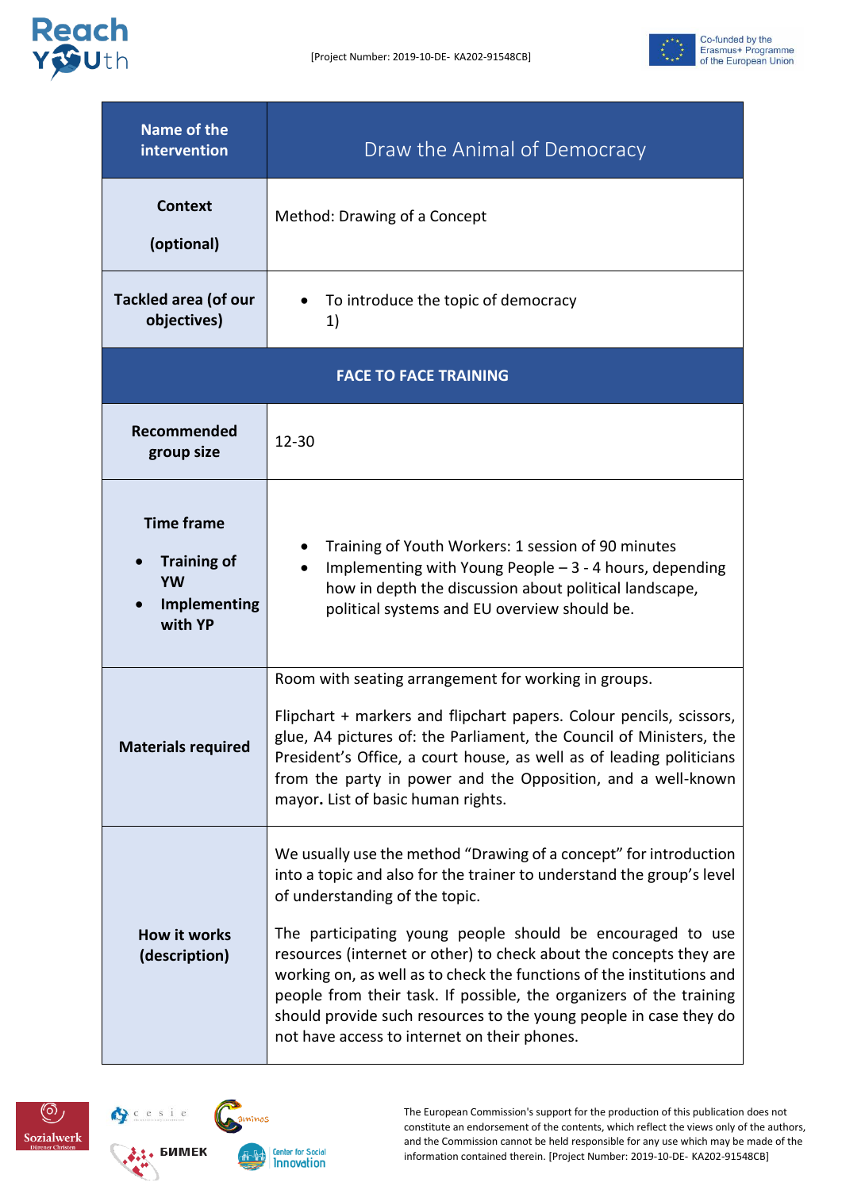| Name of the intervention | Draw the Animal of Democracy |
|---|---|
| Context (optional) | Method: Drawing of a Concept |
| Tackled area (of our objectives) | • To introduce the topic of democracy 1) |
| **FACE TO FACE TRAINING** | |
| Recommended group size | 12-30 |
| Time frame<br>• Training of YW<br>• Implementing with YP | • Training of Youth Workers: 1 session of 90 minutes<br>• Implementing with Young People – 3 - 4 hours, depending how in depth the discussion about political landscape, political systems and EU overview should be. |
| Materials required | Room with seating arrangement for working in groups.<br><br>Flipchart + markers and flipchart papers. Colour pencils, scissors, glue, A4 pictures of: the Parliament, the Council of Ministers, the President's Office, a court house, as well as of leading politicians from the party in power and the Opposition, and a well-known mayor**.** List of basic human rights. |
| How it works (description) | We usually use the method "Drawing of a concept" for introduction into a topic and also for the trainer to understand the group's level of understanding of the topic.<br><br>The participating young people should be encouraged to use resources (internet or other) to check about the concepts they are working on, as well as to check the functions of the institutions and people from their task. If possible, the organizers of the training should provide such resources to the young people in case they do not have access to internet on their phones. |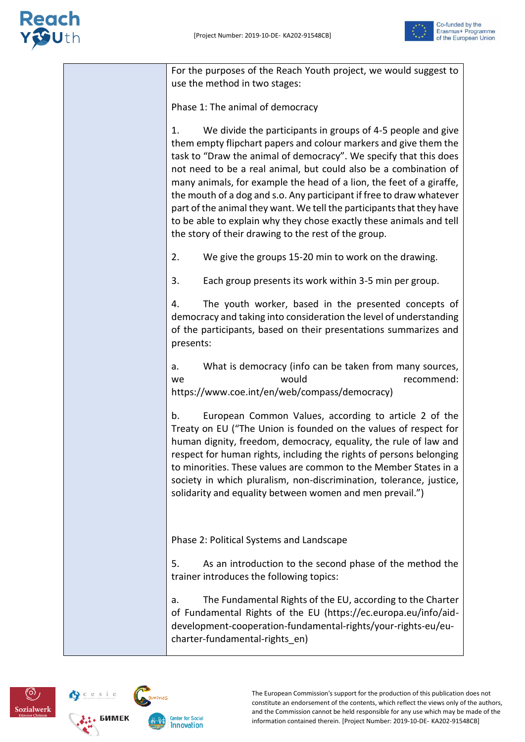| | For the purposes of the Reach Youth project, we would suggest to use the method in two stages:<br><br>Phase 1: The animal of democracy<br><br>1. We divide the participants in groups of 4-5 people and give them empty flipchart papers and colour markers and give them the task to "Draw the animal of democracy". We specify that this does not need to be a real animal, but could also be a combination of many animals, for example the head of a lion, the feet of a giraffe, the mouth of a dog and s.o. Any participant if free to draw whatever part of the animal they want. We tell the participants that they have to be able to explain why they chose exactly these animals and tell the story of their drawing to the rest of the group.<br><br>2. We give the groups 15-20 min to work on the drawing.<br><br>3. Each group presents its work within 3-5 min per group.<br><br>4. The youth worker, based in the presented concepts of democracy and taking into consideration the level of understanding of the participants, based on their presentations summarizes and presents:<br><br>a. What is democracy (info can be taken from many sources, we would recommend: https://www.coe.int/en/web/compass/democracy)<br><br>b. European Common Values, according to article 2 of the Treaty on EU ("The Union is founded on the values of respect for human dignity, freedom, democracy, equality, the rule of law and respect for human rights, including the rights of persons belonging to minorities. These values are common to the Member States in a society in which pluralism, non-discrimination, tolerance, justice, solidarity and equality between women and men prevail.")<br><br>Phase 2: Political Systems and Landscape<br><br>5. As an introduction to the second phase of the method the trainer introduces the following topics:<br><br>a. The Fundamental Rights of the EU, according to the Charter of Fundamental Rights of the EU (https://ec.europa.eu/info/aid-development-cooperation-fundamental-rights/your-rights-eu/eu-charter-fundamental-rights_en) |
|---|---|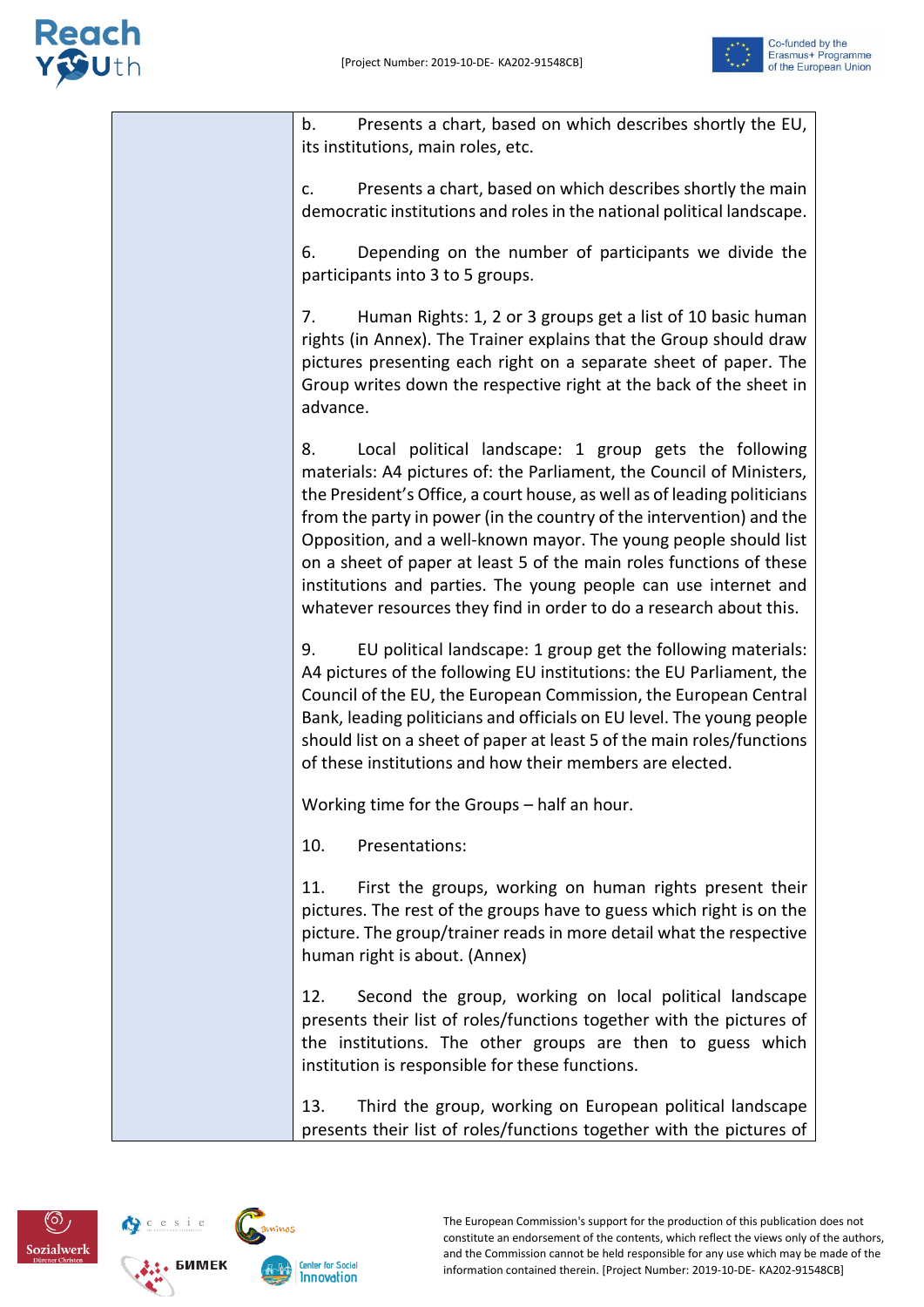| | |
|---|---|
| | b. Presents a chart, based on which describes shortly the EU, its institutions, main roles, etc.<br><br>c. Presents a chart, based on which describes shortly the main democratic institutions and roles in the national political landscape.<br><br>6. Depending on the number of participants we divide the participants into 3 to 5 groups.<br><br>7. Human Rights: 1, 2 or 3 groups get a list of 10 basic human rights (in Annex). The Trainer explains that the Group should draw pictures presenting each right on a separate sheet of paper. The Group writes down the respective right at the back of the sheet in advance.<br><br>8. Local political landscape: 1 group gets the following materials: A4 pictures of: the Parliament, the Council of Ministers, the President's Office, a court house, as well as of leading politicians from the party in power (in the country of the intervention) and the Opposition, and a well-known mayor. The young people should list on a sheet of paper at least 5 of the main roles functions of these institutions and parties. The young people can use internet and whatever resources they find in order to do a research about this.<br><br>9. EU political landscape: 1 group get the following materials: A4 pictures of the following EU institutions: the EU Parliament, the Council of the EU, the European Commission, the European Central Bank, leading politicians and officials on EU level. The young people should list on a sheet of paper at least 5 of the main roles/functions of these institutions and how their members are elected.<br><br>Working time for the Groups – half an hour.<br><br>10. Presentations:<br><br>11. First the groups, working on human rights present their pictures. The rest of the groups have to guess which right is on the picture. The group/trainer reads in more detail what the respective human right is about. (Annex)<br><br>12. Second the group, working on local political landscape presents their list of roles/functions together with the pictures of the institutions. The other groups are then to guess which institution is responsible for these functions.<br><br>13. Third the group, working on European political landscape presents their list of roles/functions together with the pictures of |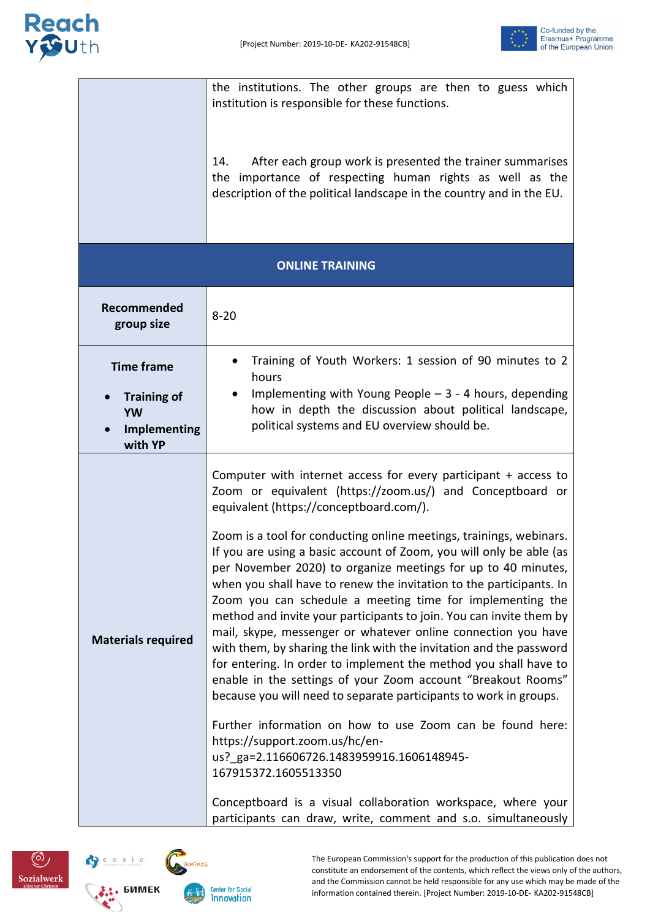| | |
|---|---|
| | the institutions. The other groups are then to guess which institution is responsible for these functions.<br><br>14. After each group work is presented the trainer summarises the importance of respecting human rights as well as the description of the political landscape in the country and in the EU. |
| **ONLINE TRAINING** | |
| **Recommended group size** | 8-20 |
| **Time frame**<br>• **Training of YW**<br>• **Implementing with YP** | • Training of Youth Workers: 1 session of 90 minutes to 2 hours<br>• Implementing with Young People – 3 - 4 hours, depending how in depth the discussion about political landscape, political systems and EU overview should be. |
| **Materials required** | Computer with internet access for every participant + access to Zoom or equivalent (https://zoom.us/) and Conceptboard or equivalent (https://conceptboard.com/).<br><br>Zoom is a tool for conducting online meetings, trainings, webinars. If you are using a basic account of Zoom, you will only be able (as per November 2020) to organize meetings for up to 40 minutes, when you shall have to renew the invitation to the participants. In Zoom you can schedule a meeting time for implementing the method and invite your participants to join. You can invite them by mail, skype, messenger or whatever online connection you have with them, by sharing the link with the invitation and the password for entering. In order to implement the method you shall have to enable in the settings of your Zoom account "Breakout Rooms" because you will need to separate participants to work in groups.<br><br>Further information on how to use Zoom can be found here: https://support.zoom.us/hc/en-us?_ga=2.116606726.1483959916.1606148945-167915372.1605513350<br><br>Conceptboard is a visual collaboration workspace, where your participants can draw, write, comment and s.o. simultaneously |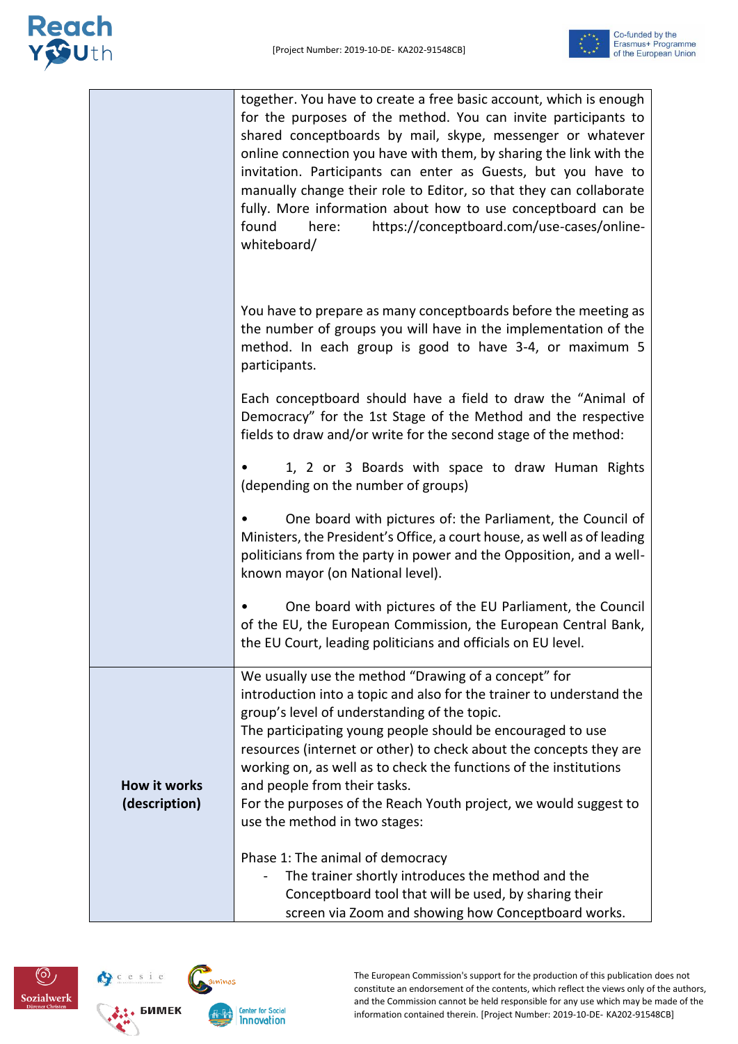| | |
|---|---|
| | together. You have to create a free basic account, which is enough for the purposes of the method. You can invite participants to shared conceptboards by mail, skype, messenger or whatever online connection you have with them, by sharing the link with the invitation. Participants can enter as Guests, but you have to manually change their role to Editor, so that they can collaborate fully. More information about how to use conceptboard can be found here: https://conceptboard.com/use-cases/online-whiteboard/<br><br>You have to prepare as many conceptboards before the meeting as the number of groups you will have in the implementation of the method. In each group is good to have 3-4, or maximum 5 participants.<br><br>Each conceptboard should have a field to draw the "Animal of Democracy" for the 1st Stage of the Method and the respective fields to draw and/or write for the second stage of the method:<br><br>• 1, 2 or 3 Boards with space to draw Human Rights (depending on the number of groups)<br><br>• One board with pictures of: the Parliament, the Council of Ministers, the President's Office, a court house, as well as of leading politicians from the party in power and the Opposition, and a well-known mayor (on National level).<br><br>• One board with pictures of the EU Parliament, the Council of the EU, the European Commission, the European Central Bank, the EU Court, leading politicians and officials on EU level. |
| **How it works (description)** | We usually use the method "Drawing of a concept" for introduction into a topic and also for the trainer to understand the group's level of understanding of the topic.<br>The participating young people should be encouraged to use resources (internet or other) to check about the concepts they are working on, as well as to check the functions of the institutions and people from their tasks.<br>For the purposes of the Reach Youth project, we would suggest to use the method in two stages:<br><br>Phase 1: The animal of democracy<br>- The trainer shortly introduces the method and the Conceptboard tool that will be used, by sharing their screen via Zoom and showing how Conceptboard works. |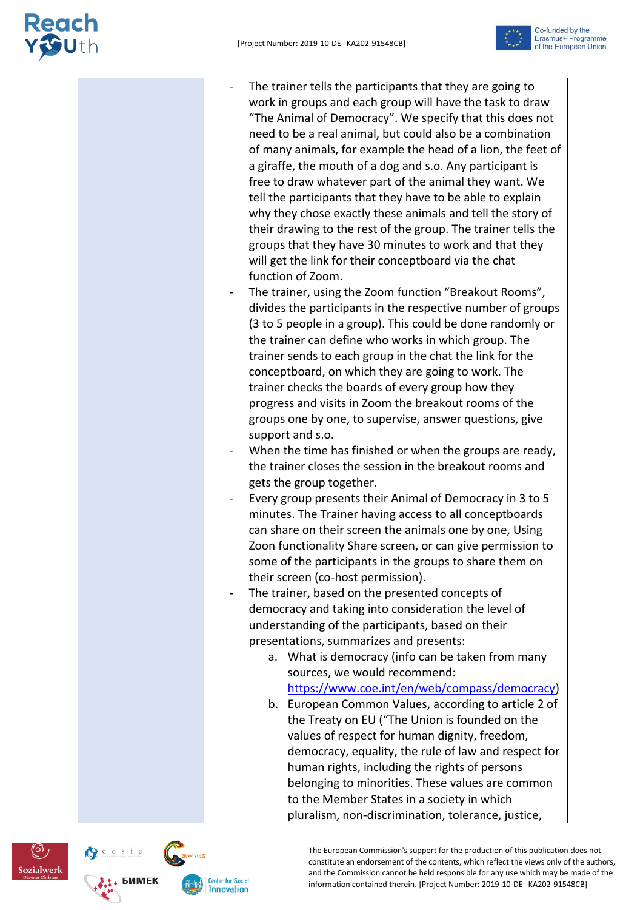| | |
|---|---|
| | - The trainer tells the participants that they are going to work in groups and each group will have the task to draw "The Animal of Democracy". We specify that this does not need to be a real animal, but could also be a combination of many animals, for example the head of a lion, the feet of a giraffe, the mouth of a dog and s.o. Any participant is free to draw whatever part of the animal they want. We tell the participants that they have to be able to explain why they chose exactly these animals and tell the story of their drawing to the rest of the group. The trainer tells the groups that they have 30 minutes to work and that they will get the link for their conceptboard via the chat function of Zoom.<br>- The trainer, using the Zoom function "Breakout Rooms", divides the participants in the respective number of groups (3 to 5 people in a group). This could be done randomly or the trainer can define who works in which group. The trainer sends to each group in the chat the link for the conceptboard, on which they are going to work. The trainer checks the boards of every group how they progress and visits in Zoom the breakout rooms of the groups one by one, to supervise, answer questions, give support and s.o.<br>- When the time has finished or when the groups are ready, the trainer closes the session in the breakout rooms and gets the group together.<br>- Every group presents their Animal of Democracy in 3 to 5 minutes. The Trainer having access to all conceptboards can share on their screen the animals one by one, Using Zoon functionality Share screen, or can give permission to some of the participants in the groups to share them on their screen (co-host permission).<br>- The trainer, based on the presented concepts of democracy and taking into consideration the level of understanding of the participants, based on their presentations, summarizes and presents:<br>a. What is democracy (info can be taken from many sources, we would recommend: https://www.coe.int/en/web/compass/democracy)<br>b. European Common Values, according to article 2 of the Treaty on EU ("The Union is founded on the values of respect for human dignity, freedom, democracy, equality, the rule of law and respect for human rights, including the rights of persons belonging to minorities. These values are common to the Member States in a society in which pluralism, non-discrimination, tolerance, justice, |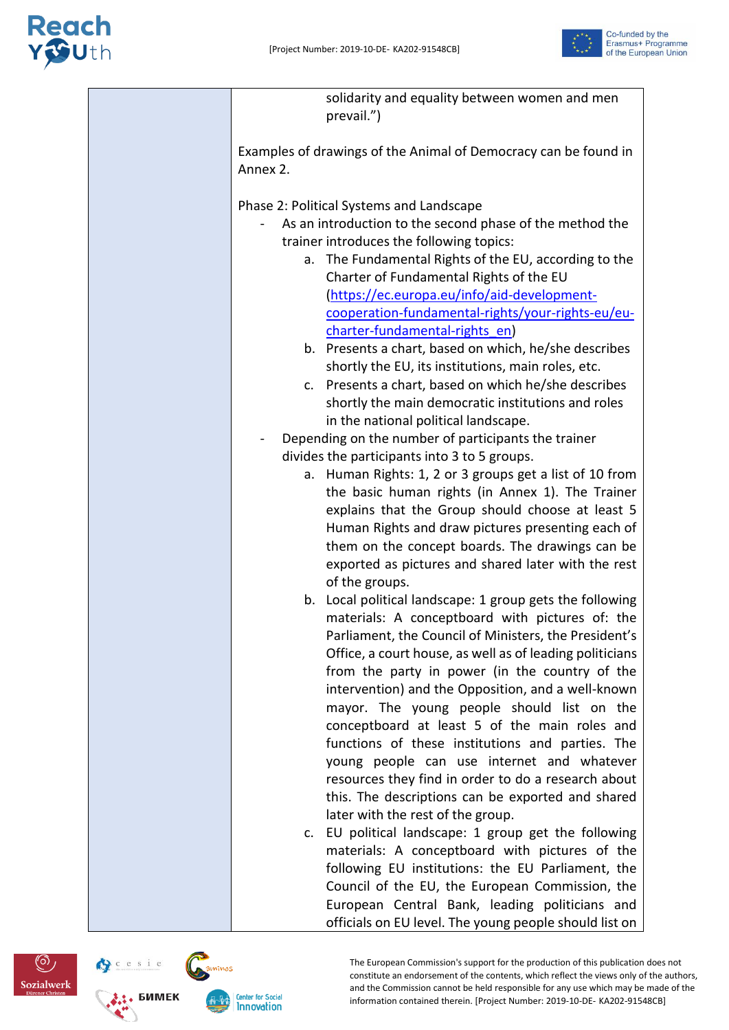solidarity and equality between women and men prevail.")

Examples of drawings of the Animal of Democracy can be found in Annex 2.

Phase 2: Political Systems and Landscape

- As an introduction to the second phase of the method the trainer introduces the following topics:
    a. The Fundamental Rights of the EU, according to the Charter of Fundamental Rights of the EU ([https://ec.europa.eu/info/aid-development-cooperation-fundamental-rights/your-rights-eu/eu-charter-fundamental-rights_en](https://ec.europa.eu/info/aid-development-cooperation-fundamental-rights/your-rights-eu/eu-charter-fundamental-rights_en))
    b. Presents a chart, based on which, he/she describes shortly the EU, its institutions, main roles, etc.
    c. Presents a chart, based on which he/she describes shortly the main democratic institutions and roles in the national political landscape.
- Depending on the number of participants the trainer divides the participants into 3 to 5 groups.
    a. Human Rights: 1, 2 or 3 groups get a list of 10 from the basic human rights (in Annex 1). The Trainer explains that the Group should choose at least 5 Human Rights and draw pictures presenting each of them on the concept boards. The drawings can be exported as pictures and shared later with the rest of the groups.
    b. Local political landscape: 1 group gets the following materials: A conceptboard with pictures of: the Parliament, the Council of Ministers, the President's Office, a court house, as well as of leading politicians from the party in power (in the country of the intervention) and the Opposition, and a well-known mayor. The young people should list on the conceptboard at least 5 of the main roles and functions of these institutions and parties. The young people can use internet and whatever resources they find in order to do a research about this. The descriptions can be exported and shared later with the rest of the group.
    c. EU political landscape: 1 group get the following materials: A conceptboard with pictures of the following EU institutions: the EU Parliament, the Council of the EU, the European Commission, the European Central Bank, leading politicians and officials on EU level. The young people should list on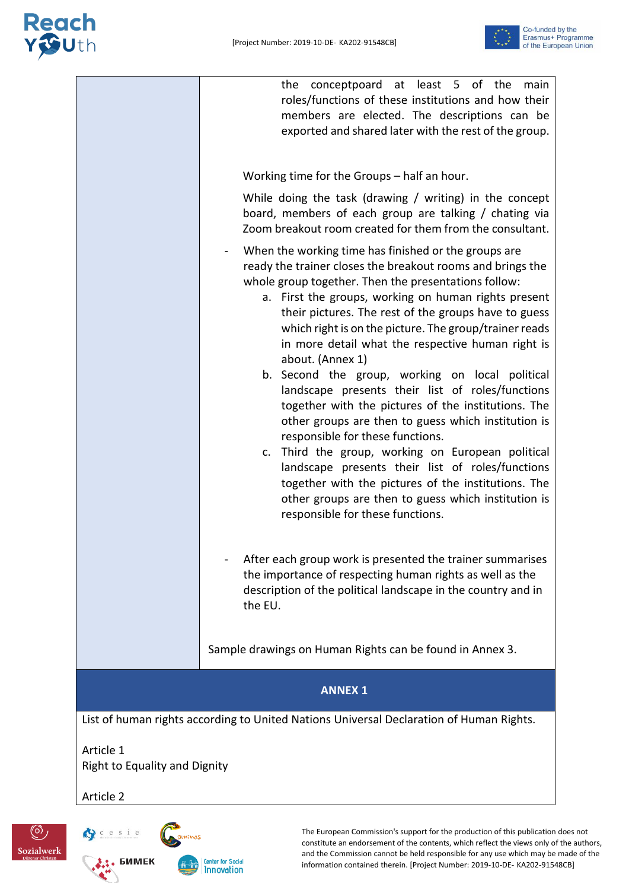the conceptpoard at least 5 of the main roles/functions of these institutions and how their members are elected. The descriptions can be exported and shared later with the rest of the group.

Working time for the Groups – half an hour.

While doing the task (drawing / writing) in the concept board, members of each group are talking / chating via Zoom breakout room created for them from the consultant.

- When the working time has finished or the groups are ready the trainer closes the breakout rooms and brings the whole group together. Then the presentations follow:
  a. First the groups, working on human rights present their pictures. The rest of the groups have to guess which right is on the picture. The group/trainer reads in more detail what the respective human right is about. (Annex 1)
  b. Second the group, working on local political landscape presents their list of roles/functions together with the pictures of the institutions. The other groups are then to guess which institution is responsible for these functions.
  c. Third the group, working on European political landscape presents their list of roles/functions together with the pictures of the institutions. The other groups are then to guess which institution is responsible for these functions.

- After each group work is presented the trainer summarises the importance of respecting human rights as well as the description of the political landscape in the country and in the EU.

Sample drawings on Human Rights can be found in Annex 3.

## ANNEX 1

List of human rights according to United Nations Universal Declaration of Human Rights.

Article 1
Right to Equality and Dignity

Article 2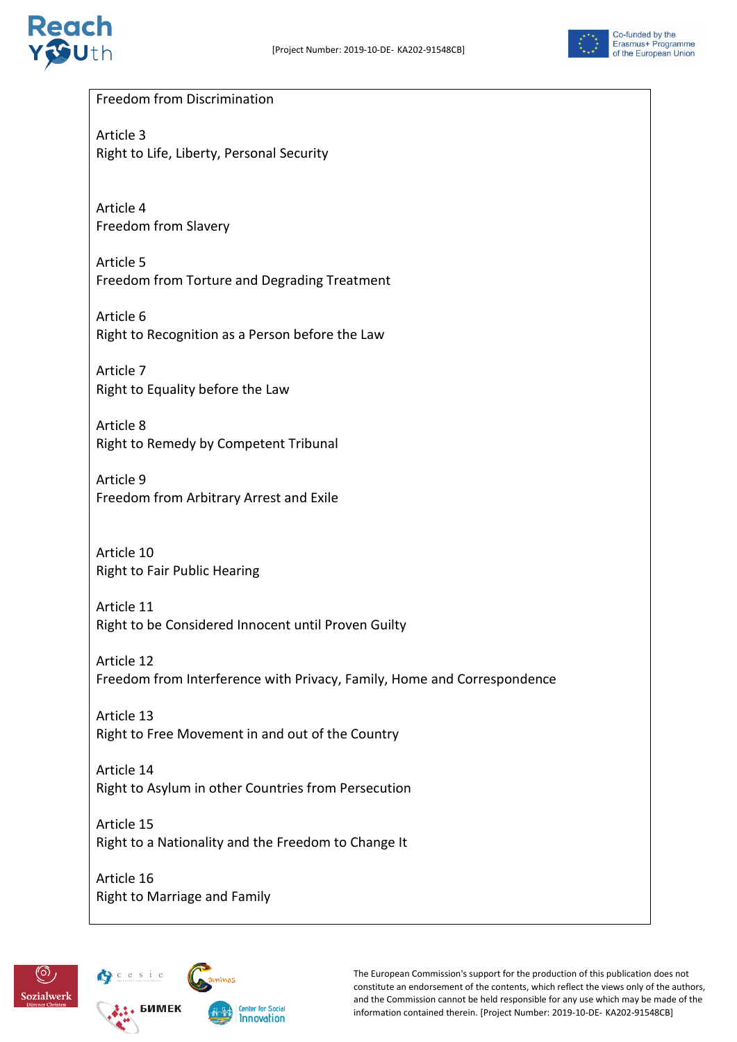Freedom from Discrimination

Article 3
Right to Life, Liberty, Personal Security

Article 4
Freedom from Slavery

Article 5
Freedom from Torture and Degrading Treatment

Article 6
Right to Recognition as a Person before the Law

Article 7
Right to Equality before the Law

Article 8
Right to Remedy by Competent Tribunal

Article 9
Freedom from Arbitrary Arrest and Exile

Article 10
Right to Fair Public Hearing

Article 11
Right to be Considered Innocent until Proven Guilty

Article 12
Freedom from Interference with Privacy, Family, Home and Correspondence

Article 13
Right to Free Movement in and out of the Country

Article 14
Right to Asylum in other Countries from Persecution

Article 15
Right to a Nationality and the Freedom to Change It

Article 16
Right to Marriage and Family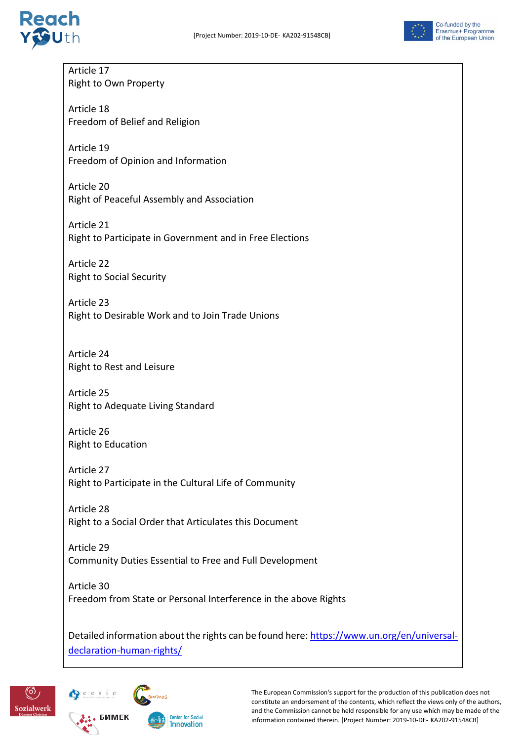Article 17
Right to Own Property

Article 18
Freedom of Belief and Religion

Article 19
Freedom of Opinion and Information

Article 20
Right of Peaceful Assembly and Association

Article 21
Right to Participate in Government and in Free Elections

Article 22
Right to Social Security

Article 23
Right to Desirable Work and to Join Trade Unions

Article 24
Right to Rest and Leisure

Article 25
Right to Adequate Living Standard

Article 26
Right to Education

Article 27
Right to Participate in the Cultural Life of Community

Article 28
Right to a Social Order that Articulates this Document

Article 29
Community Duties Essential to Free and Full Development

Article 30
Freedom from State or Personal Interference in the above Rights

Detailed information about the rights can be found here: [https://www.un.org/en/universal-declaration-human-rights/](https://www.un.org/en/universal-declaration-human-rights/)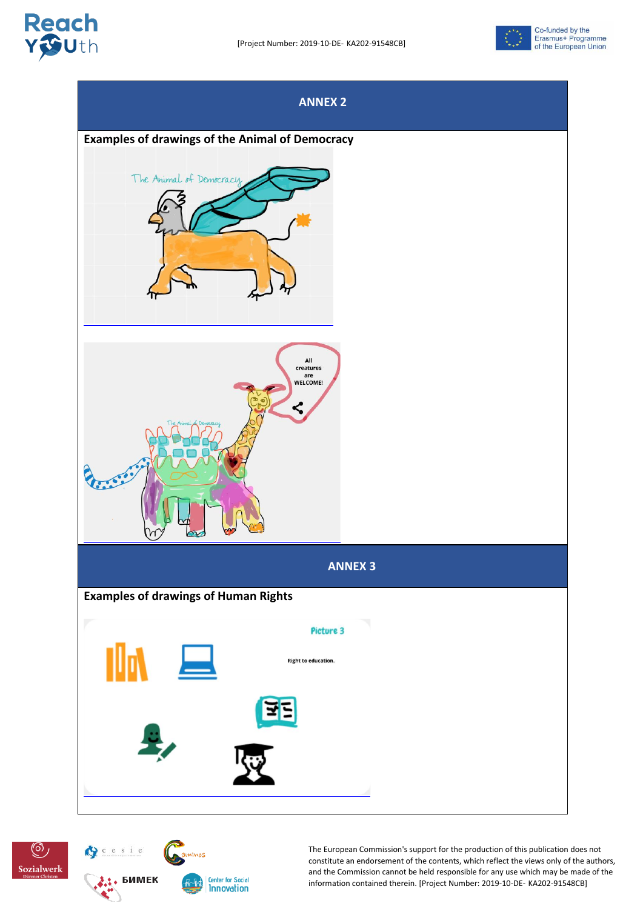## ANNEX 2

**Examples of drawings of the Animal of Democracy**

## ANNEX 3

**Examples of drawings of Human Rights**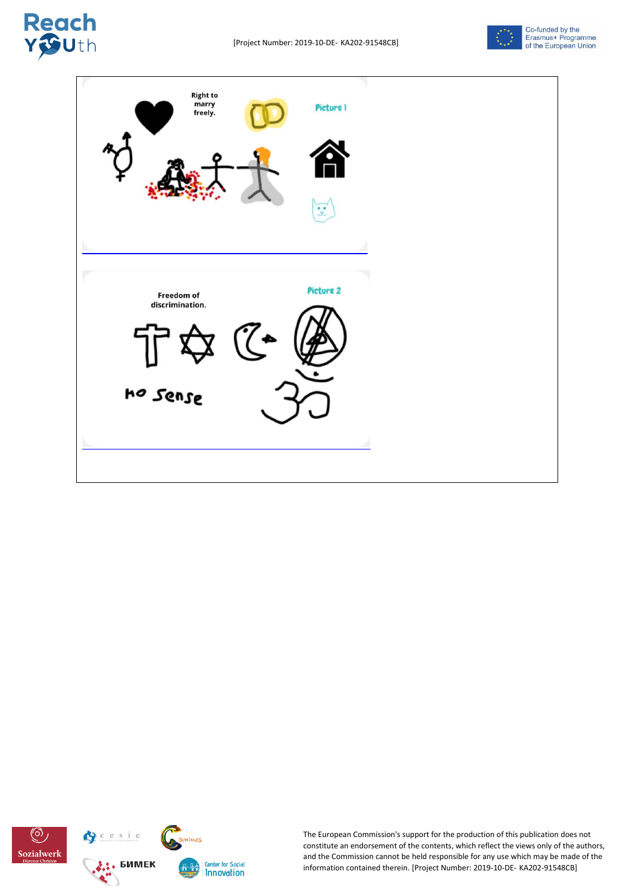Right to marry freely.

Picture 1

Freedom of discrimination.

Picture 2

no sense